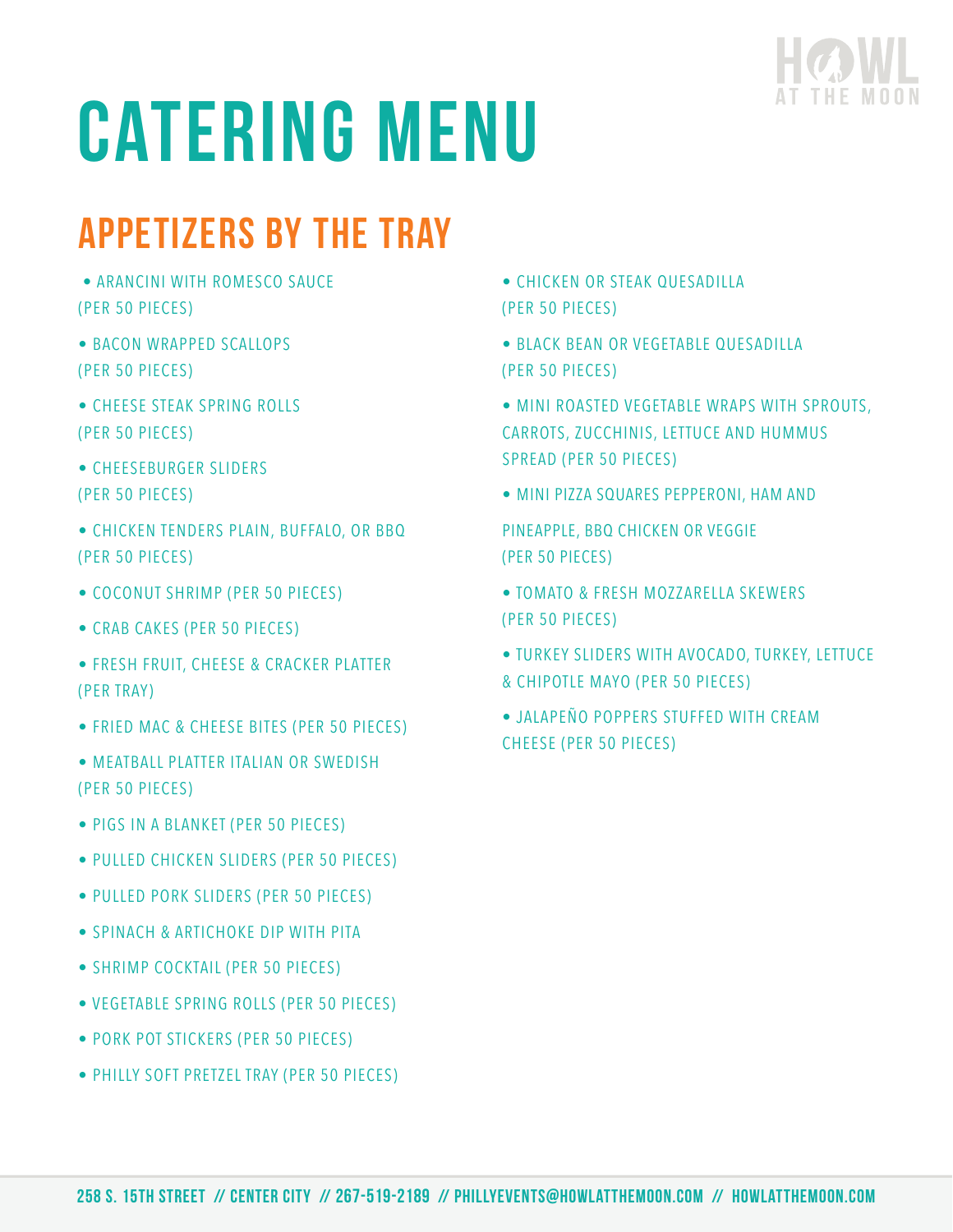# CATERING MENU

## APPETIZERS BY THE TRAY

- ARANCINI WITH ROMESCO SAUCE (PER 50 PIECES)
- BACON WRAPPED SCALLOPS (PER 50 PIECES)
- CHEESE STEAK SPRING ROLLS (PER 50 PIECES)
- CHEESEBURGER SLIDERS (PER 50 PIECES)
- CHICKEN TENDERS PLAIN, BUFFALO, OR BBQ (PER 50 PIECES)
- COCONUT SHRIMP (PER 50 PIECES)
- CRAB CAKES (PER 50 PIECES)
- FRESH FRUIT, CHEESE & CRACKER PLATTER (PER TRAY)
- FRIED MAC & CHEESE BITES (PER 50 PIECES)
- MEATBALL PLATTER ITALIAN OR SWEDISH (PER 50 PIECES)
- PIGS IN A BLANKET (PER 50 PIECES)
- PULLED CHICKEN SLIDERS (PER 50 PIECES)
- PULLED PORK SLIDERS (PER 50 PIECES)
- SPINACH & ARTICHOKE DIP WITH PITA
- SHRIMP COCKTAIL (PER 50 PIECES)
- VEGETABLE SPRING ROLLS (PER 50 PIECES)
- PORK POT STICKERS (PER 50 PIECES)
- PHILLY SOFT PRETZEL TRAY (PER 50 PIECES)
- CHICKEN OR STEAK QUESADILLA (PER 50 PIECES)
- BLACK BEAN OR VEGETABLE QUESADILLA (PER 50 PIECES)
- MINI ROASTED VEGETABLE WRAPS WITH SPROUTS, CARROTS, ZUCCHINIS, LETTUCE AND HUMMUS SPREAD (PER 50 PIECES)
- MINI PIZZA SQUARES PEPPERONI, HAM AND PINEAPPLE, BBQ CHICKEN OR VEGGIE (PER 50 PIECES)
- TOMATO & FRESH MOZZARELLA SKEWERS (PER 50 PIECES)
- TURKEY SLIDERS WITH AVOCADO, TURKEY, LETTUCE & CHIPOTLE MAYO (PER 50 PIECES)
- JALAPEÑO POPPERS STUFFED WITH CREAM CHEESE (PER 50 PIECES)

**258 S. 15TH STREET // CENTER CITY // 267-519-2189 // PHILLYEVENTS@HOWLATTHEMOON.COM // HOWLATTHEMOON.COM**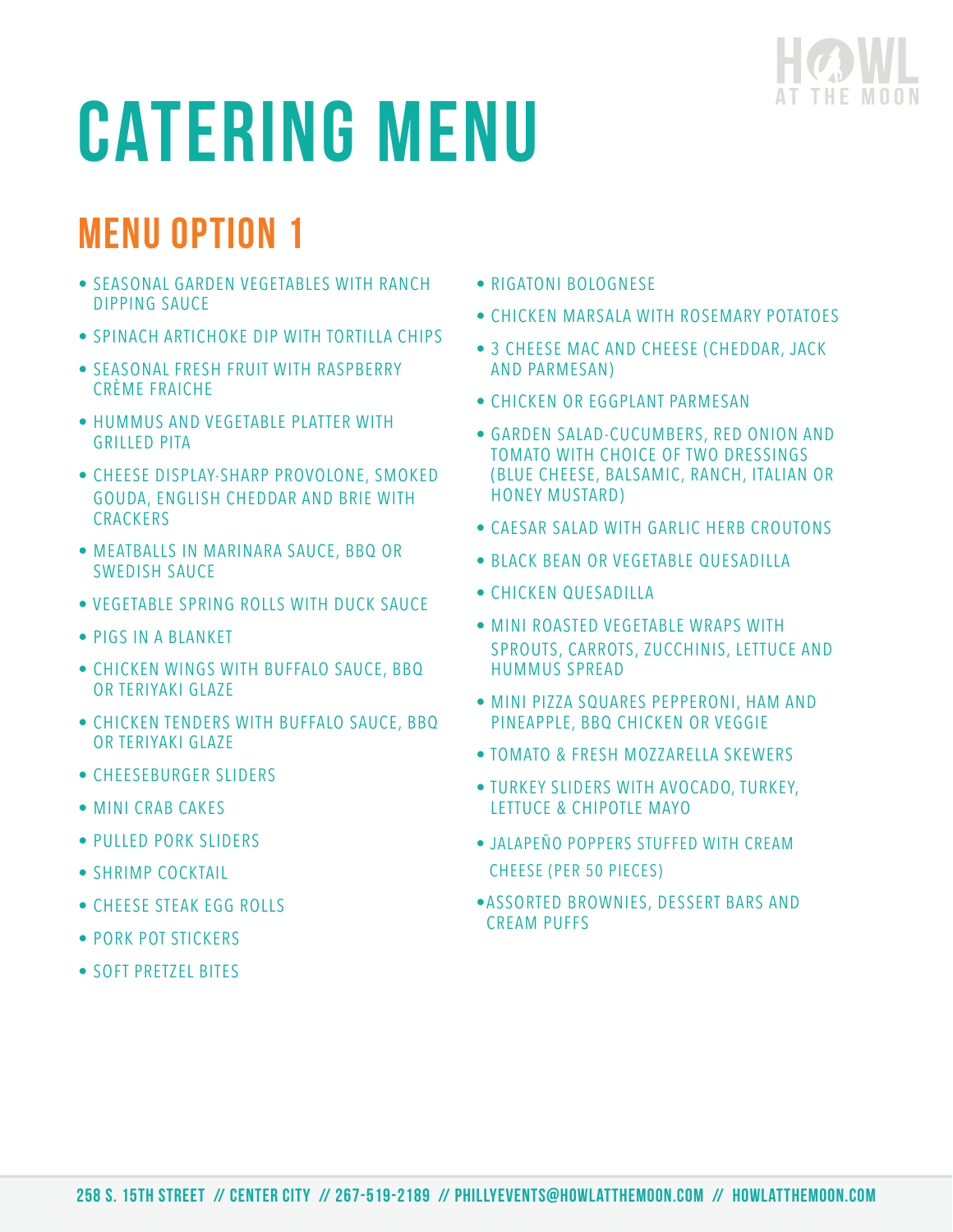# CATERING MENU

## MENU OPTION 1

- SEASONAL GARDEN VEGETABLES WITH RANCH DIPPING SAUCE
- SPINACH ARTICHOKE DIP WITH TORTILLA CHIPS
- SEASONAL FRESH FRUIT WITH RASPBERRY CRÈME FRAICHE
- HUMMUS AND VEGETABLE PLATTER WITH GRILLED PITA
- CHEESE DISPLAY-SHARP PROVOLONE, SMOKED GOUDA, ENGLISH CHEDDAR AND BRIE WITH CRACKERS
- MEATBALLS IN MARINARA SAUCE, BBQ OR SWEDISH SAUCE
- VEGETABLE SPRING ROLLS WITH DUCK SAUCE
- PIGS IN A BLANKET
- CHICKEN WINGS WITH BUFFALO SAUCE, BBQ OR TERIYAKI GLAZE
- CHICKEN TENDERS WITH BUFFALO SAUCE, BBQ OR TERIYAKI GLAZE
- CHEESEBURGER SLIDERS
- MINI CRAB CAKES
- PULLED PORK SLIDERS
- SHRIMP COCKTAIL
- CHEESE STEAK EGG ROLLS
- PORK POT STICKERS
- SOFT PRETZEL BITES
- RIGATONI BOLOGNESE
- CHICKEN MARSALA WITH ROSEMARY POTATOES
- 3 CHEESE MAC AND CHEESE (CHEDDAR, JACK AND PARMESAN)
- CHICKEN OR EGGPLANT PARMESAN
- GARDEN SALAD-CUCUMBERS, RED ONION AND TOMATO WITH CHOICE OF TWO DRESSINGS (BLUE CHEESE, BALSAMIC, RANCH, ITALIAN OR HONEY MUSTARD)
- CAESAR SALAD WITH GARLIC HERB CROUTONS
- BLACK BEAN OR VEGETABLE QUESADILLA
- CHICKEN QUESADILLA
- MINI ROASTED VEGETABLE WRAPS WITH SPROUTS, CARROTS, ZUCCHINIS, LETTUCE AND HUMMUS SPREAD
- MINI PIZZA SQUARES PEPPERONI, HAM AND PINEAPPLE, BBQ CHICKEN OR VEGGIE
- TOMATO & FRESH MOZZARELLA SKEWERS
- TURKEY SLIDERS WITH AVOCADO, TURKEY, LETTUCE & CHIPOTLE MAYO
- JALAPEÑO POPPERS STUFFED WITH CREAM CHEESE (PER 50 PIECES)
- ASSORTED BROWNIES, DESSERT BARS AND CREAM PUFFS

258 S. 15TH STREET // CENTER CITY // 267-519-2189 // PHILLYEVENTS@HOWLATTHEMOON.COM // HOWLATTHEMOON.COM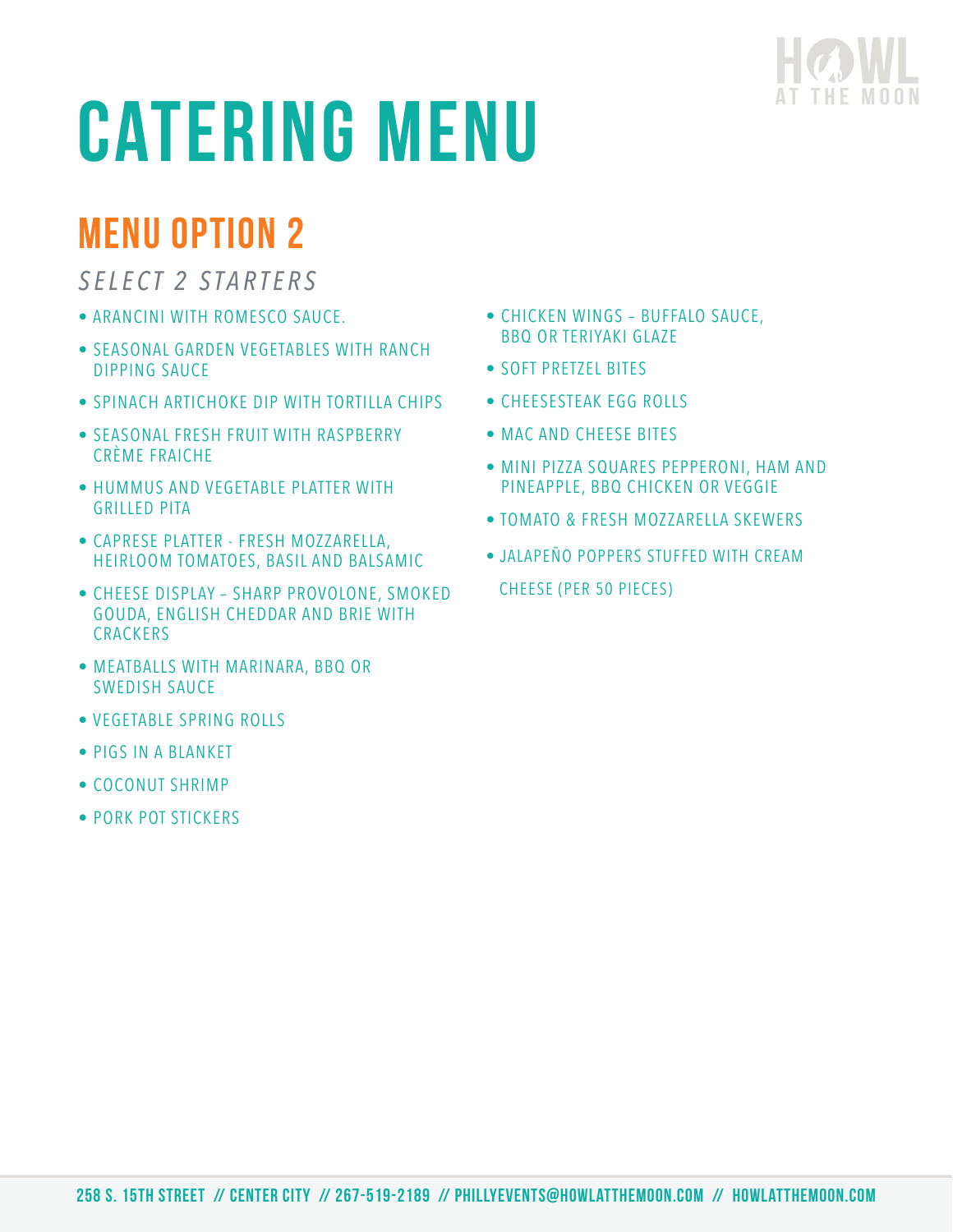# CATERING MENU

## MENU OPTION 2

*SELECT 2 STARTERS*

- ARANCINI WITH ROMESCO SAUCE.
- SEASONAL GARDEN VEGETABLES WITH RANCH DIPPING SAUCE
- SPINACH ARTICHOKE DIP WITH TORTILLA CHIPS
- SEASONAL FRESH FRUIT WITH RASPBERRY CRÈME FRAICHE
- HUMMUS AND VEGETABLE PLATTER WITH GRILLED PITA
- CAPRESE PLATTER - FRESH MOZZARELLA, HEIRLOOM TOMATOES, BASIL AND BALSAMIC
- CHEESE DISPLAY – SHARP PROVOLONE, SMOKED GOUDA, ENGLISH CHEDDAR AND BRIE WITH CRACKERS
- MEATBALLS WITH MARINARA, BBQ OR SWEDISH SAUCE
- VEGETABLE SPRING ROLLS
- PIGS IN A BLANKET
- COCONUT SHRIMP
- PORK POT STICKERS
- CHICKEN WINGS – BUFFALO SAUCE, BBQ OR TERIYAKI GLAZE
- SOFT PRETZEL BITES
- CHEESESTEAK EGG ROLLS
- MAC AND CHEESE BITES
- MINI PIZZA SQUARES PEPPERONI, HAM AND PINEAPPLE, BBQ CHICKEN OR VEGGIE
- TOMATO & FRESH MOZZARELLA SKEWERS
- JALAPEÑO POPPERS STUFFED WITH CREAM CHEESE (PER 50 PIECES)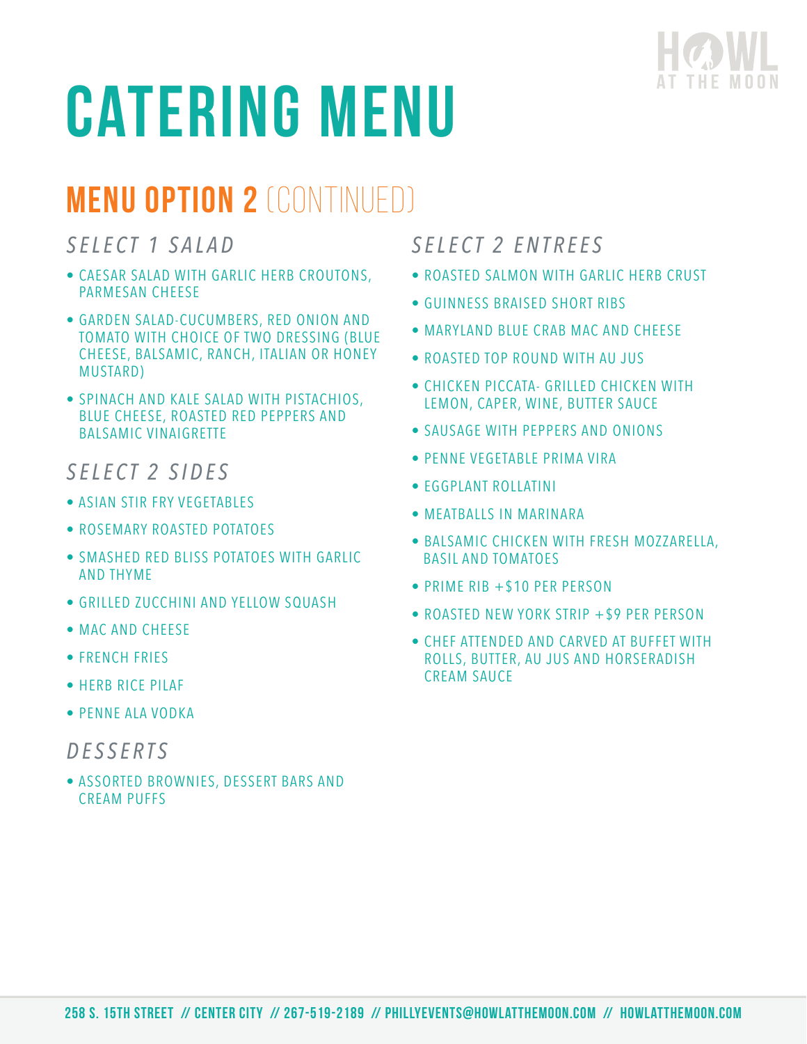# CATERING MENU

## MENU OPTION 2 (CONTINUED)

### *SELECT 1 SALAD*

- CAESAR SALAD WITH GARLIC HERB CROUTONS, PARMESAN CHEESE
- GARDEN SALAD-CUCUMBERS, RED ONION AND TOMATO WITH CHOICE OF TWO DRESSING (BLUE CHEESE, BALSAMIC, RANCH, ITALIAN OR HONEY MUSTARD)
- SPINACH AND KALE SALAD WITH PISTACHIOS, BLUE CHEESE, ROASTED RED PEPPERS AND BALSAMIC VINAIGRETTE

### *SELECT 2 SIDES*

- ASIAN STIR FRY VEGETABLES
- ROSEMARY ROASTED POTATOES
- SMASHED RED BLISS POTATOES WITH GARLIC AND THYME
- GRILLED ZUCCHINI AND YELLOW SQUASH
- MAC AND CHEESE
- FRENCH FRIES
- HERB RICE PILAF
- PENNE ALA VODKA

### *DESSERTS*

- ASSORTED BROWNIES, DESSERT BARS AND CREAM PUFFS

### *SELECT 2 ENTREES*

- ROASTED SALMON WITH GARLIC HERB CRUST
- GUINNESS BRAISED SHORT RIBS
- MARYLAND BLUE CRAB MAC AND CHEESE
- ROASTED TOP ROUND WITH AU JUS
- CHICKEN PICCATA- GRILLED CHICKEN WITH LEMON, CAPER, WINE, BUTTER SAUCE
- SAUSAGE WITH PEPPERS AND ONIONS
- PENNE VEGETABLE PRIMA VIRA
- EGGPLANT ROLLATINI
- MEATBALLS IN MARINARA
- BALSAMIC CHICKEN WITH FRESH MOZZARELLA, BASIL AND TOMATOES
- PRIME RIB +$10 PER PERSON
- ROASTED NEW YORK STRIP +$9 PER PERSON
- CHEF ATTENDED AND CARVED AT BUFFET WITH ROLLS, BUTTER, AU JUS AND HORSERADISH CREAM SAUCE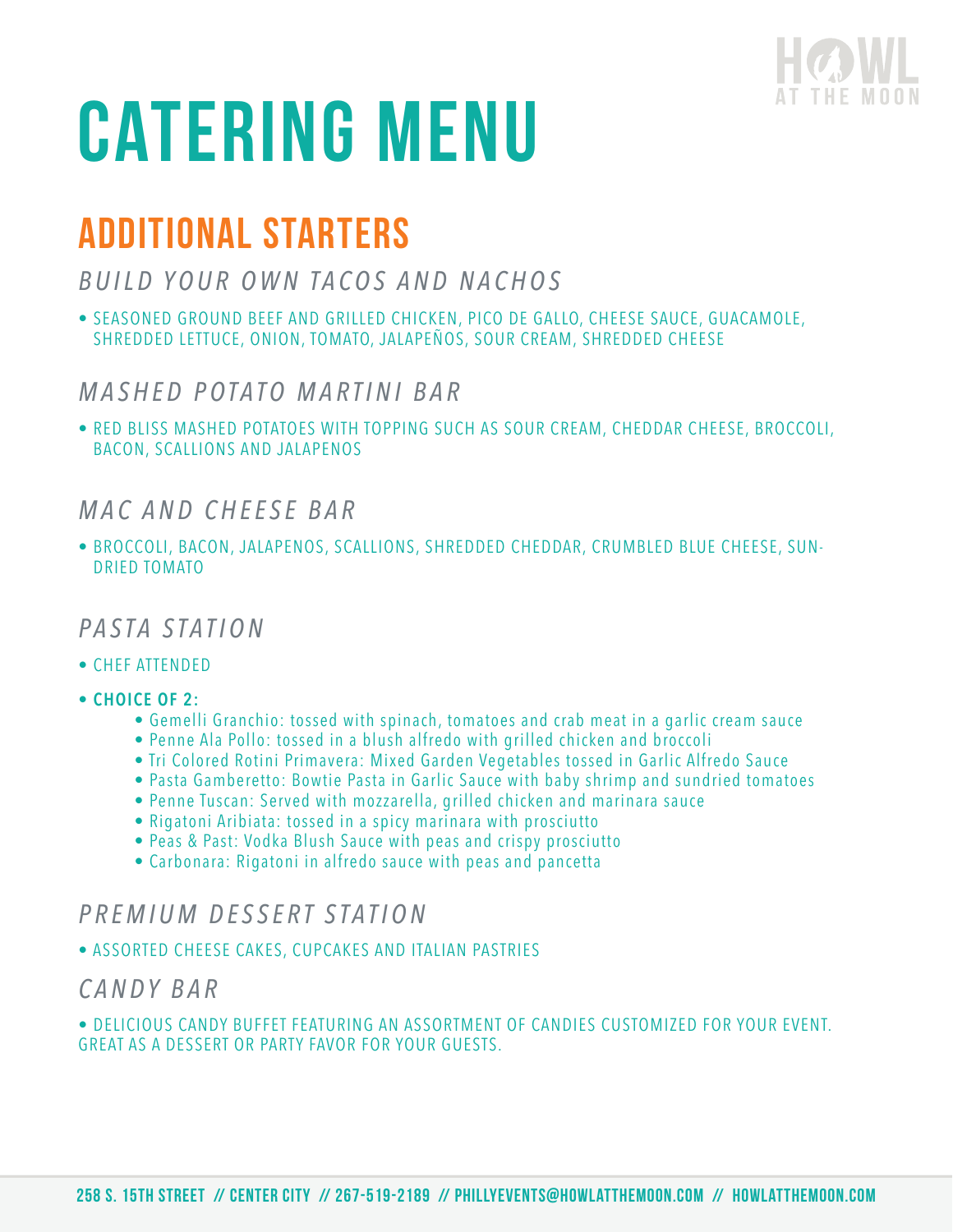# CATERING MENU

## ADDITIONAL STARTERS

### *BUILD YOUR OWN TACOS AND NACHOS*

- SEASONED GROUND BEEF AND GRILLED CHICKEN, PICO DE GALLO, CHEESE SAUCE, GUACAMOLE, SHREDDED LETTUCE, ONION, TOMATO, JALAPEÑOS, SOUR CREAM, SHREDDED CHEESE

### *MASHED POTATO MARTINI BAR*

- RED BLISS MASHED POTATOES WITH TOPPING SUCH AS SOUR CREAM, CHEDDAR CHEESE, BROCCOLI, BACON, SCALLIONS AND JALAPENOS

### *MAC AND CHEESE BAR*

- BROCCOLI, BACON, JALAPENOS, SCALLIONS, SHREDDED CHEDDAR, CRUMBLED BLUE CHEESE, SUN-DRIED TOMATO

### *PASTA STATION*

- CHEF ATTENDED
- **CHOICE OF 2:**
  - Gemelli Granchio: tossed with spinach, tomatoes and crab meat in a garlic cream sauce
  - Penne Ala Pollo: tossed in a blush alfredo with grilled chicken and broccoli
  - Tri Colored Rotini Primavera: Mixed Garden Vegetables tossed in Garlic Alfredo Sauce
  - Pasta Gamberetto: Bowtie Pasta in Garlic Sauce with baby shrimp and sundried tomatoes
  - Penne Tuscan: Served with mozzarella, grilled chicken and marinara sauce
  - Rigatoni Aribiata: tossed in a spicy marinara with prosciutto
  - Peas & Past: Vodka Blush Sauce with peas and crispy prosciutto
  - Carbonara: Rigatoni in alfredo sauce with peas and pancetta

### *PREMIUM DESSERT STATION*

- ASSORTED CHEESE CAKES, CUPCAKES AND ITALIAN PASTRIES

### *CANDY BAR*

- DELICIOUS CANDY BUFFET FEATURING AN ASSORTMENT OF CANDIES CUSTOMIZED FOR YOUR EVENT. GREAT AS A DESSERT OR PARTY FAVOR FOR YOUR GUESTS.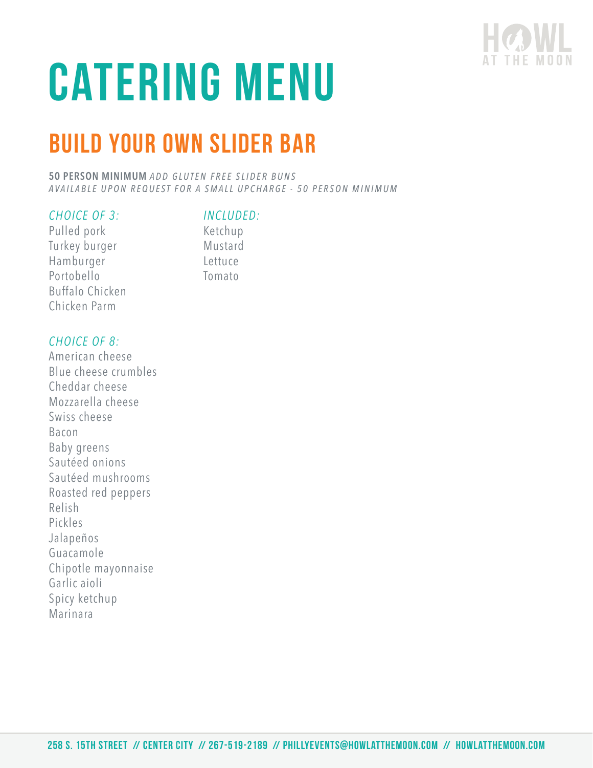# CATERING MENU

## BUILD YOUR OWN SLIDER BAR

**50 PERSON MINIMUM** *ADD GLUTEN FREE SLIDER BUNS AVAILABLE UPON REQUEST FOR A SMALL UPCHARGE - 50 PERSON MINIMUM*

*CHOICE OF 3:*

- Pulled pork
- Turkey burger
- Hamburger
- Portobello
- Buffalo Chicken
- Chicken Parm

*INCLUDED:*

- Ketchup
- Mustard
- Lettuce
- Tomato

*CHOICE OF 8:*

- American cheese
- Blue cheese crumbles
- Cheddar cheese
- Mozzarella cheese
- Swiss cheese
- Bacon
- Baby greens
- Sautéed onions
- Sautéed mushrooms
- Roasted red peppers
- Relish
- Pickles
- Jalapeños
- Guacamole
- Chipotle mayonnaise
- Garlic aioli
- Spicy ketchup
- Marinara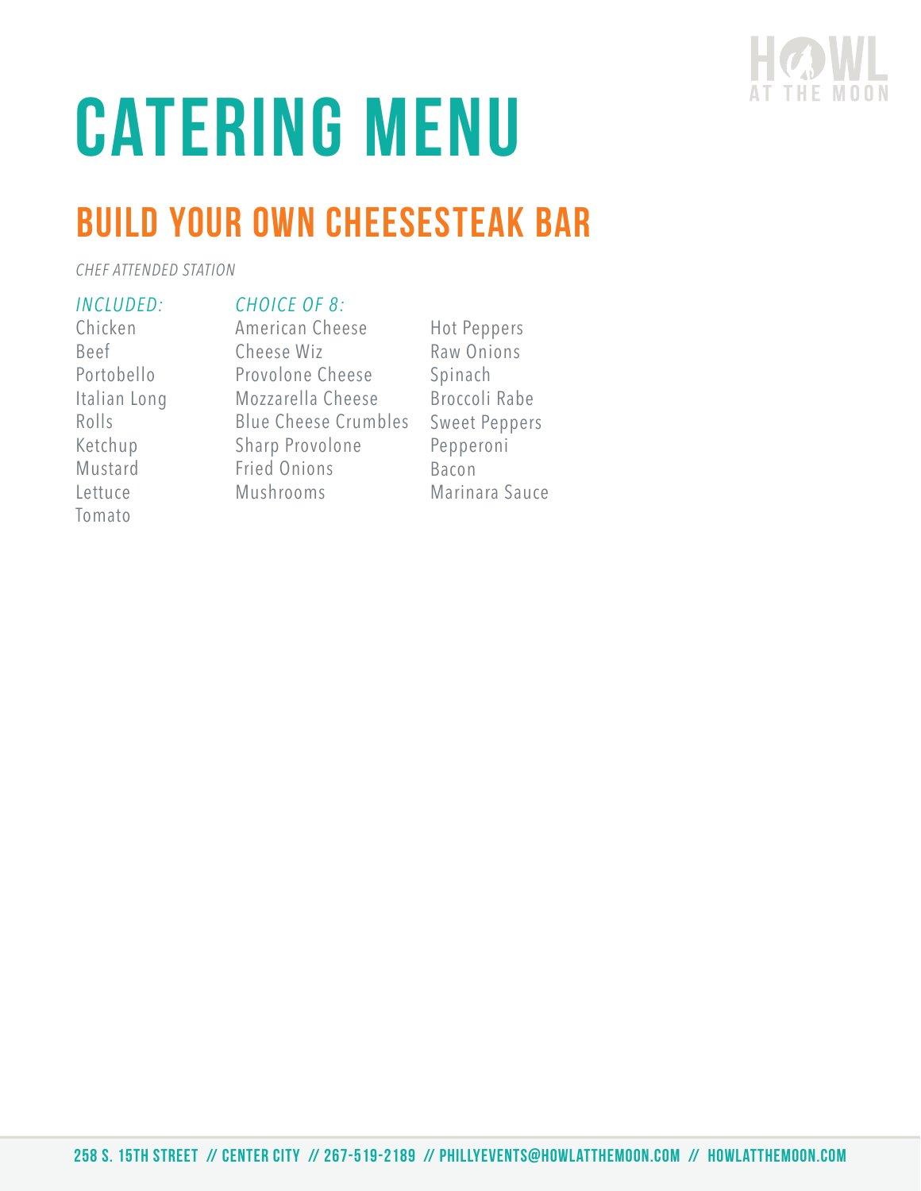# CATERING MENU

## BUILD YOUR OWN CHEESESTEAK BAR

*CHEF ATTENDED STATION*

*INCLUDED:*

Chicken
Beef
Portobello
Italian Long Rolls
Ketchup
Mustard
Lettuce
Tomato

*CHOICE OF 8:*

American Cheese
Cheese Wiz
Provolone Cheese
Mozzarella Cheese
Blue Cheese Crumbles
Sharp Provolone
Fried Onions
Mushrooms
Hot Peppers
Raw Onions
Spinach
Broccoli Rabe
Sweet Peppers
Pepperoni
Bacon
Marinara Sauce

258 S. 15TH STREET // CENTER CITY // 267-519-2189 // PHILLYEVENTS@HOWLATTHEMOON.COM // HOWLATTHEMOON.COM